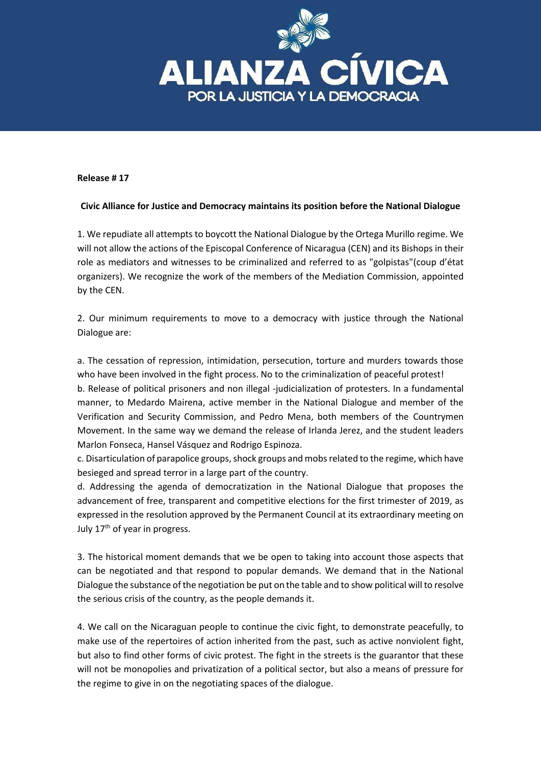# ALIANZA CÍVICA

POR LA JUSTICIA Y LA DEMOCRACIA

**Release # 17**

**Civic Alliance for Justice and Democracy maintains its position before the National Dialogue**

1. We repudiate all attempts to boycott the National Dialogue by the Ortega Murillo regime. We will not allow the actions of the Episcopal Conference of Nicaragua (CEN) and its Bishops in their role as mediators and witnesses to be criminalized and referred to as "golpistas"(coup d'état organizers). We recognize the work of the members of the Mediation Commission, appointed by the CEN.

2. Our minimum requirements to move to a democracy with justice through the National Dialogue are:

a. The cessation of repression, intimidation, persecution, torture and murders towards those who have been involved in the fight process. No to the criminalization of peaceful protest!
b. Release of political prisoners and non illegal -judicialization of protesters. In a fundamental manner, to Medardo Mairena, active member in the National Dialogue and member of the Verification and Security Commission, and Pedro Mena, both members of the Countrymen Movement. In the same way we demand the release of Irlanda Jerez, and the student leaders Marlon Fonseca, Hansel Vásquez and Rodrigo Espinoza.
c. Disarticulation of parapolice groups, shock groups and mobs related to the regime, which have besieged and spread terror in a large part of the country.
d. Addressing the agenda of democratization in the National Dialogue that proposes the advancement of free, transparent and competitive elections for the first trimester of 2019, as expressed in the resolution approved by the Permanent Council at its extraordinary meeting on July 17th of year in progress.

3. The historical moment demands that we be open to taking into account those aspects that can be negotiated and that respond to popular demands. We demand that in the National Dialogue the substance of the negotiation be put on the table and to show political will to resolve the serious crisis of the country, as the people demands it.

4. We call on the Nicaraguan people to continue the civic fight, to demonstrate peacefully, to make use of the repertoires of action inherited from the past, such as active nonviolent fight, but also to find other forms of civic protest. The fight in the streets is the guarantor that these will not be monopolies and privatization of a political sector, but also a means of pressure for the regime to give in on the negotiating spaces of the dialogue.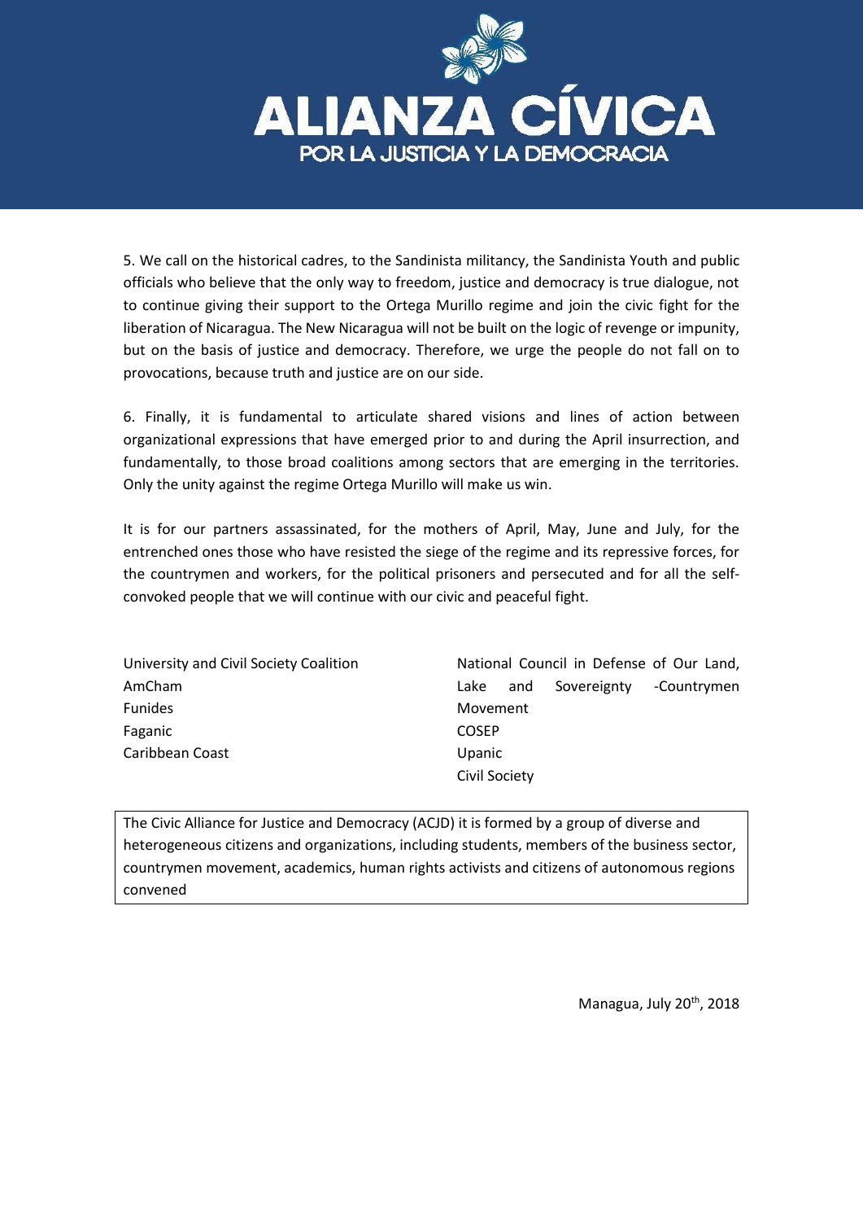# ALIANZA CÍVICA

POR LA JUSTICIA Y LA DEMOCRACIA

5. We call on the historical cadres, to the Sandinista militancy, the Sandinista Youth and public officials who believe that the only way to freedom, justice and democracy is true dialogue, not to continue giving their support to the Ortega Murillo regime and join the civic fight for the liberation of Nicaragua. The New Nicaragua will not be built on the logic of revenge or impunity, but on the basis of justice and democracy. Therefore, we urge the people do not fall on to provocations, because truth and justice are on our side.

6. Finally, it is fundamental to articulate shared visions and lines of action between organizational expressions that have emerged prior to and during the April insurrection, and fundamentally, to those broad coalitions among sectors that are emerging in the territories. Only the unity against the regime Ortega Murillo will make us win.

It is for our partners assassinated, for the mothers of April, May, June and July, for the entrenched ones those who have resisted the siege of the regime and its repressive forces, for the countrymen and workers, for the political prisoners and persecuted and for all the self-convoked people that we will continue with our civic and peaceful fight.

University and Civil Society Coalition
AmCham
Funides
Faganic
Caribbean Coast
National Council in Defense of Our Land, Lake and Sovereignty -Countrymen Movement
COSEP
Upanic
Civil Society

The Civic Alliance for Justice and Democracy (ACJD) it is formed by a group of diverse and heterogeneous citizens and organizations, including students, members of the business sector, countrymen movement, academics, human rights activists and citizens of autonomous regions convened

Managua, July 20th, 2018